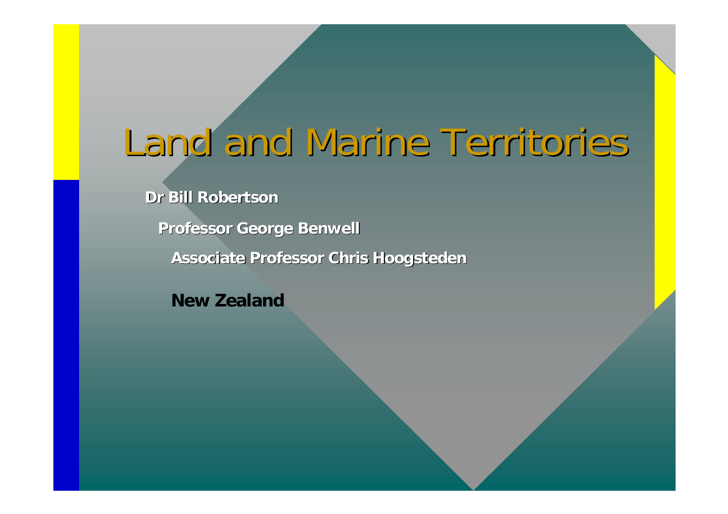# Land and Marine Territories

**Dr Bill Robertson**

**Professor George Benwell**

**Associate Professor Chris Hoogsteden**

**New Zealand**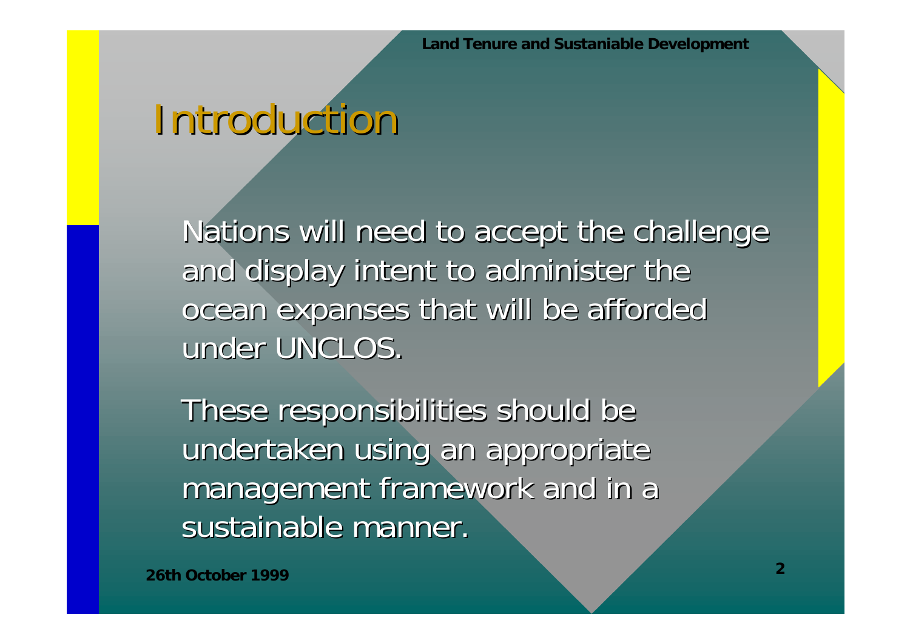# Introduction

Nations will need to accept the challenge and display intent to administer the ocean expanses that will be afforded under UNCLOS.

These responsibilities should be undertaken using an appropriate management framework and in a sustainable manner.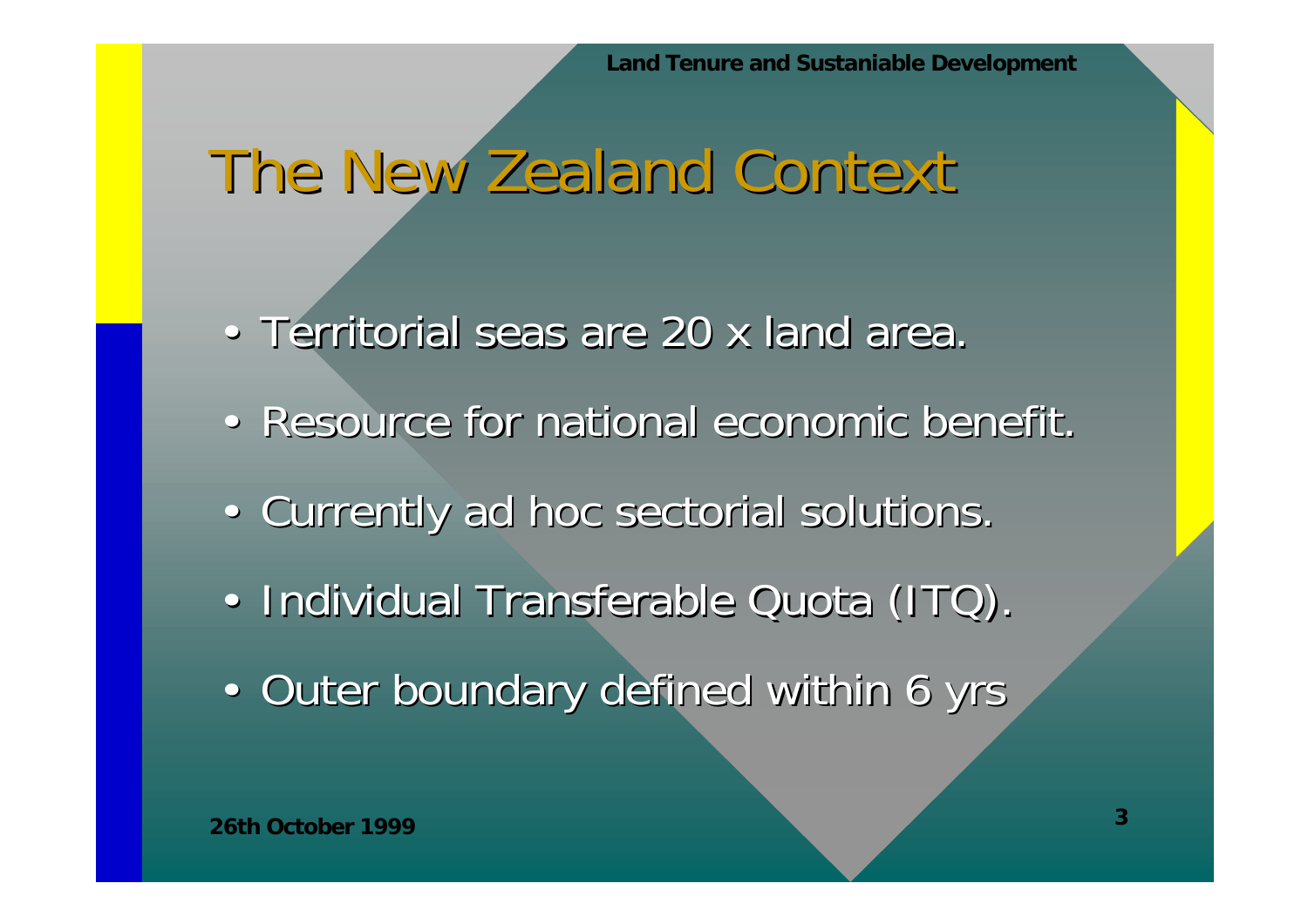# The New Zealand Context

- Territorial seas are 20 x land area.
- Resource for national economic benefit.
- Currently ad hoc sectorial solutions.
- Individual Transferable Quota (ITQ).
- Outer boundary defined within 6 yrs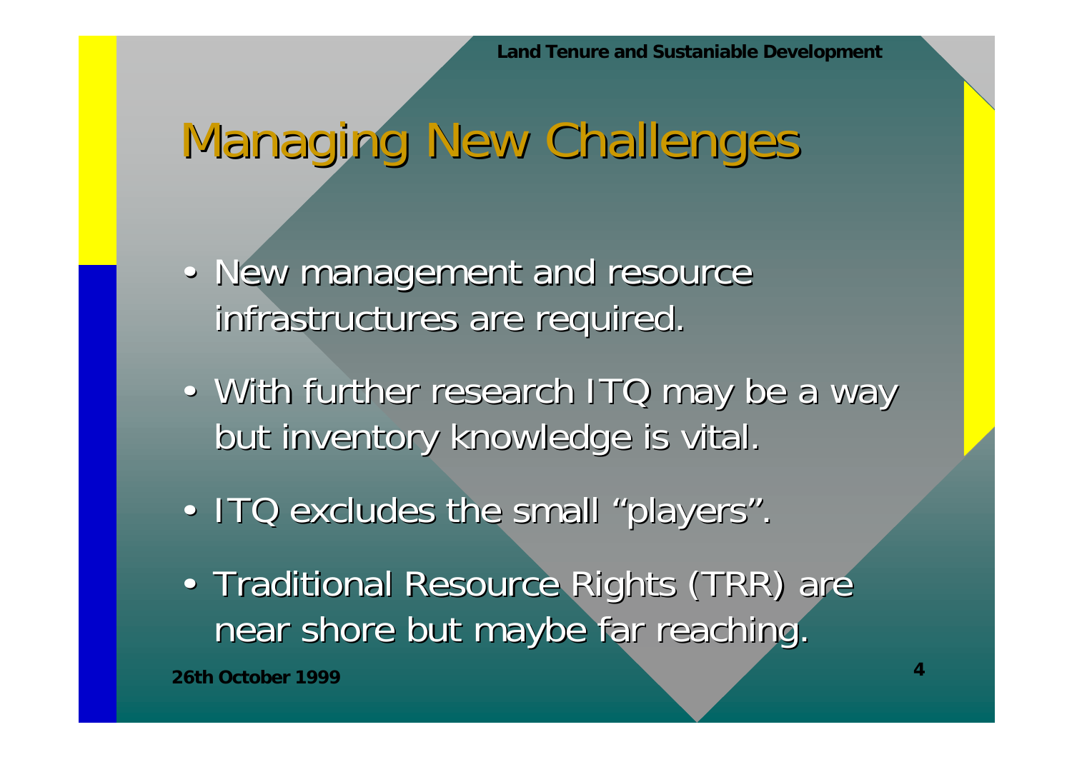# Managing New Challenges

- New management and resource infrastructures are required.
- With further research ITQ may be a way but inventory knowledge is vital.
- ITQ excludes the small "players".
- Traditional Resource Rights (TRR) are near shore but maybe far reaching.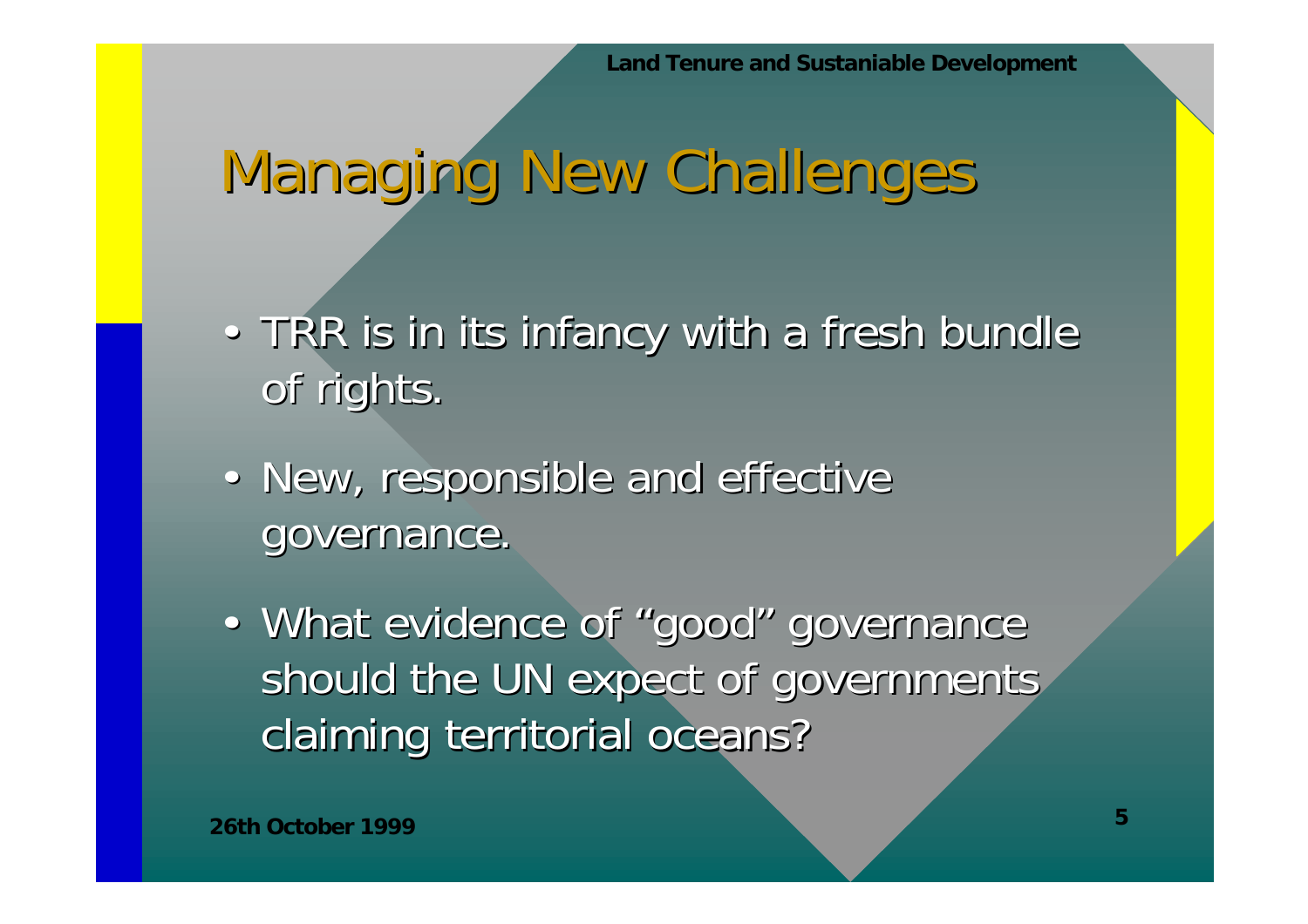# Managing New Challenges

- TRR is in its infancy with a fresh bundle of rights.
- New, responsible and effective governance.
- What evidence of "good" governance should the UN expect of governments claiming territorial oceans?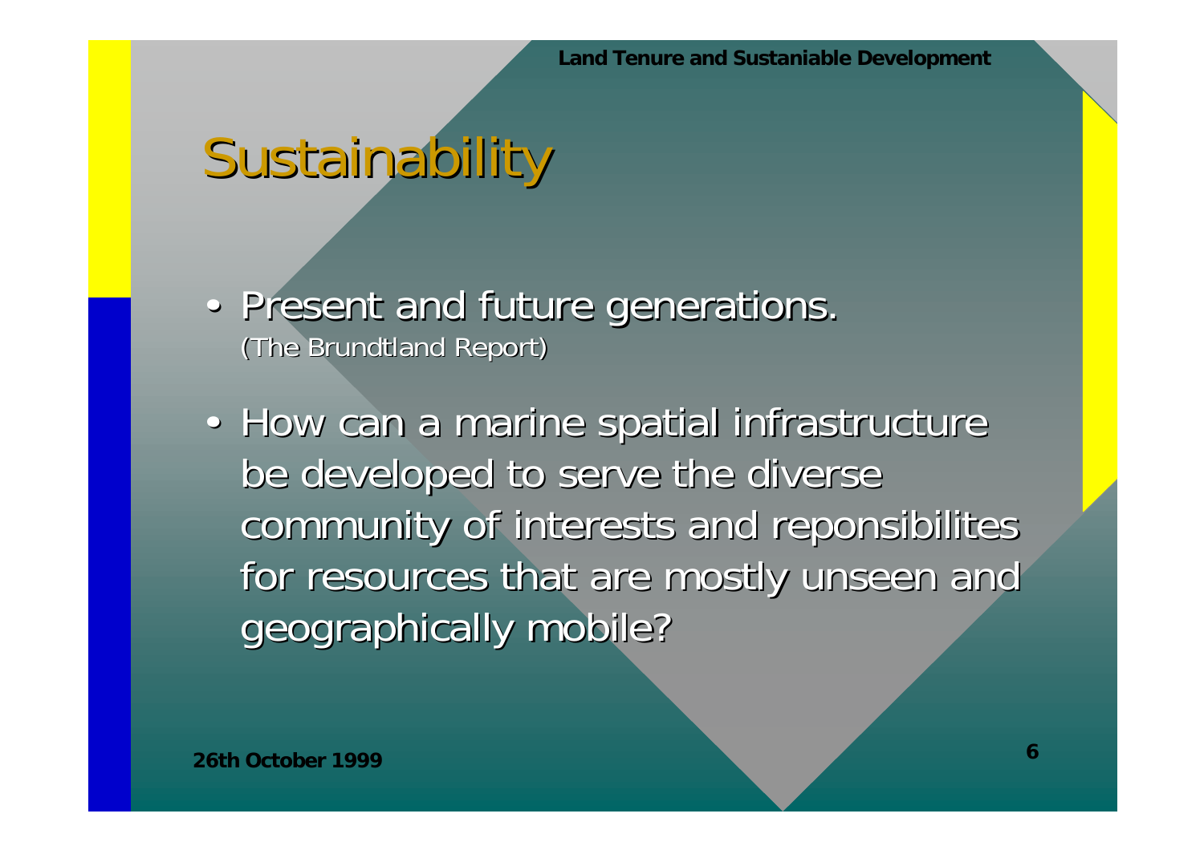# Sustainability

- Present and future generations.
  (The Brundtland Report)

- How can a marine spatial infrastructure be developed to serve the diverse community of interests and reponsibilites for resources that are mostly unseen and geographically mobile?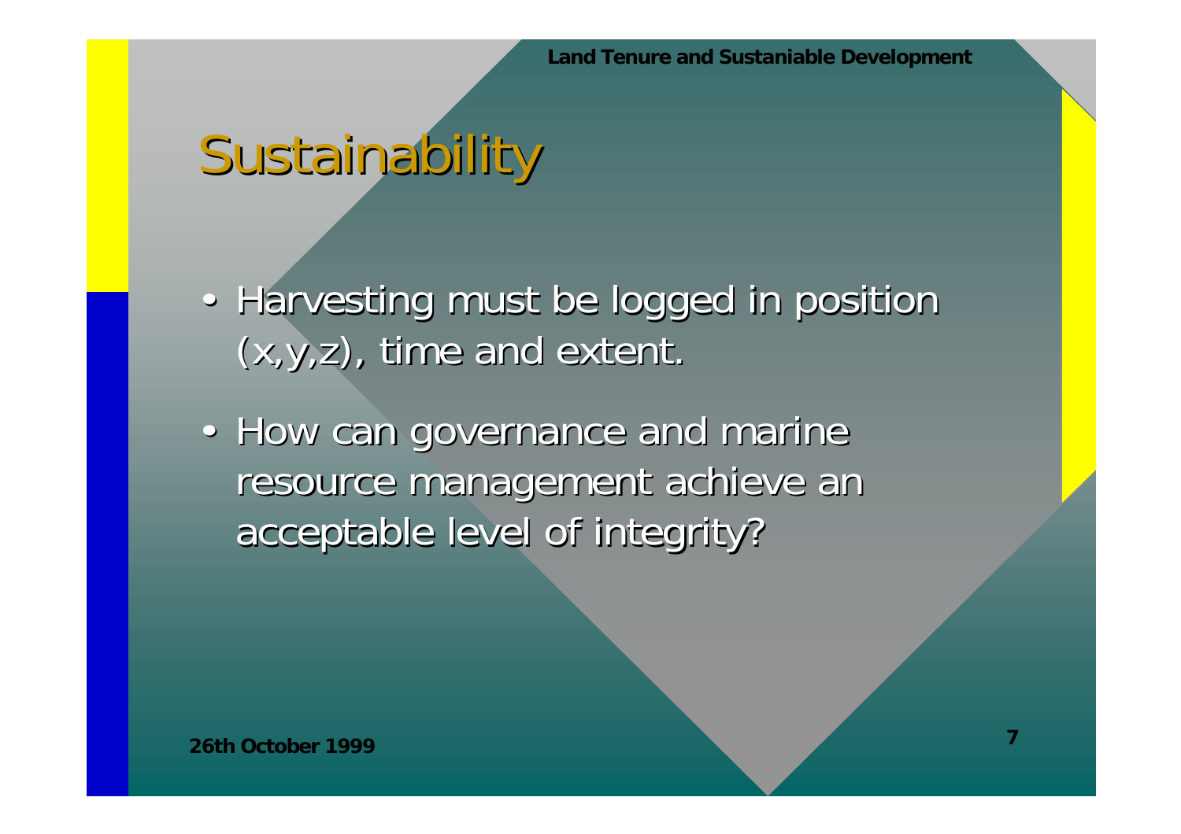# Sustainability

- Harvesting must be logged in position (x,y,z), time and extent.
- How can governance and marine resource management achieve an acceptable level of integrity?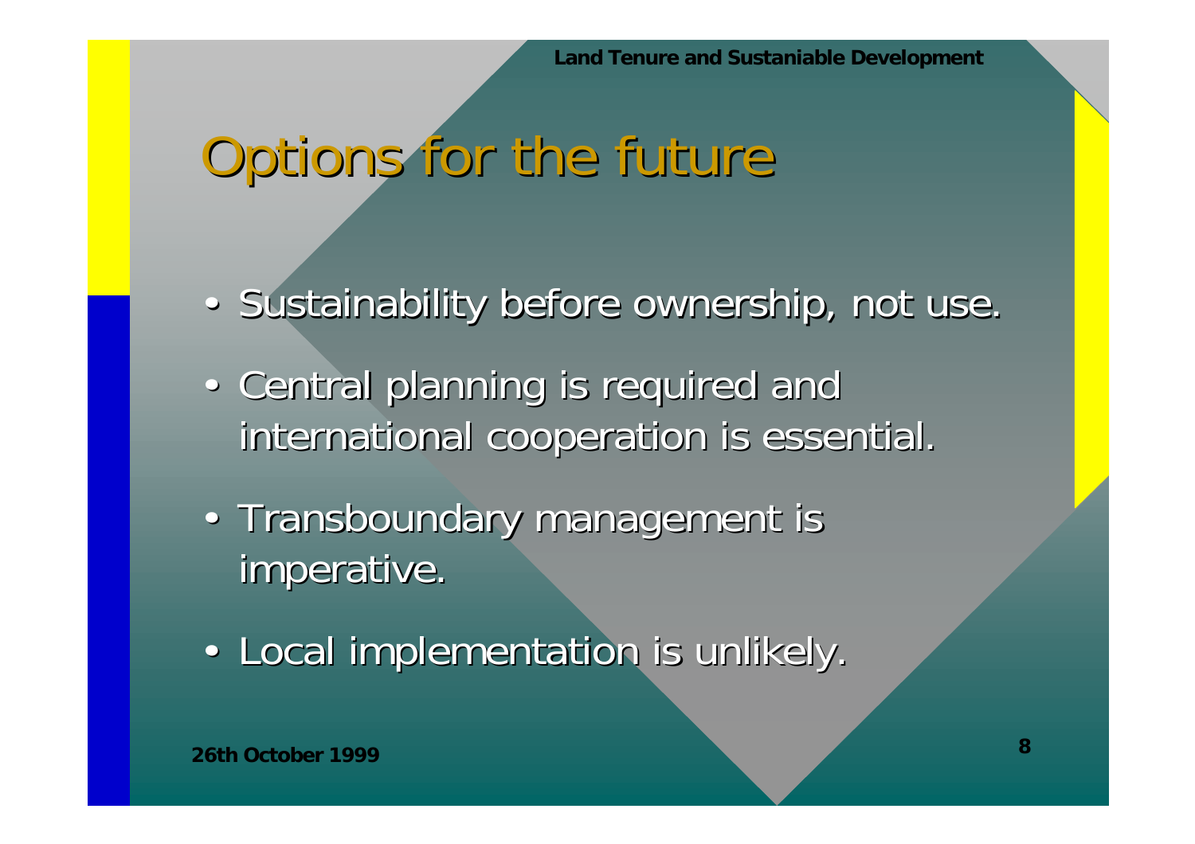# Options for the future

- Sustainability before ownership, not use.
- Central planning is required and international cooperation is essential.
- Transboundary management is imperative.
- Local implementation is unlikely.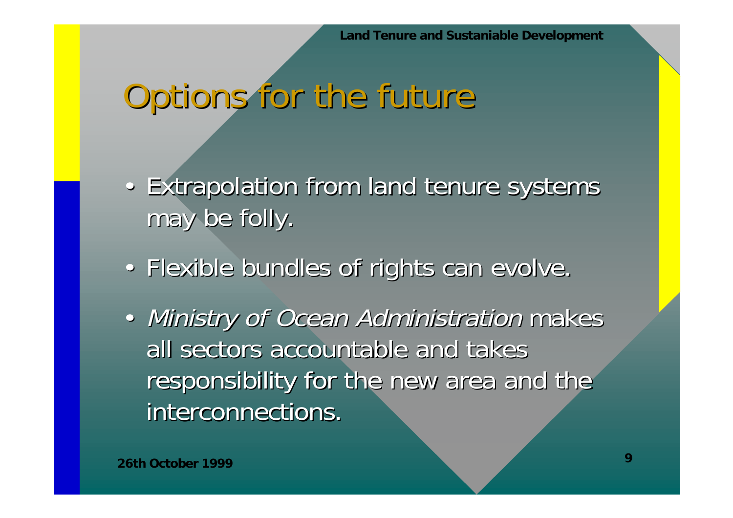# Options for the future

- Extrapolation from land tenure systems may be folly.
- Flexible bundles of rights can evolve.
- *Ministry of Ocean Administration* makes all sectors accountable and takes responsibility for the new area and the interconnections.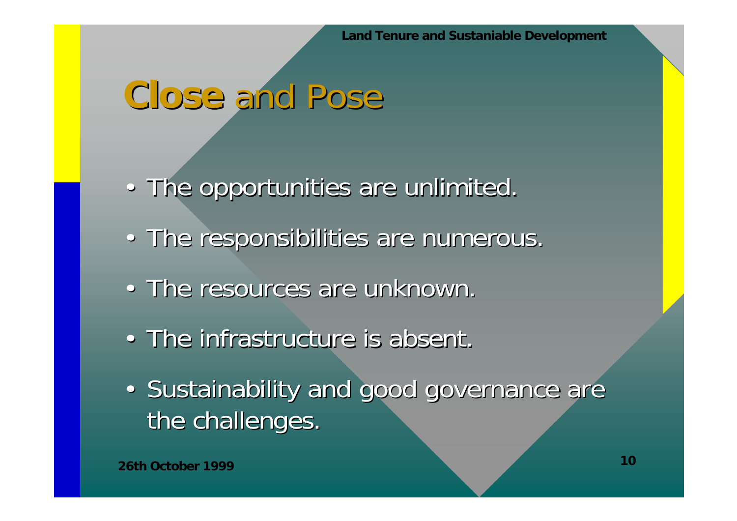# **Close** and Pose

- The opportunities are unlimited.
- The responsibilities are numerous.
- The resources are unknown.
- The infrastructure is absent.
- Sustainability and good governance are the challenges.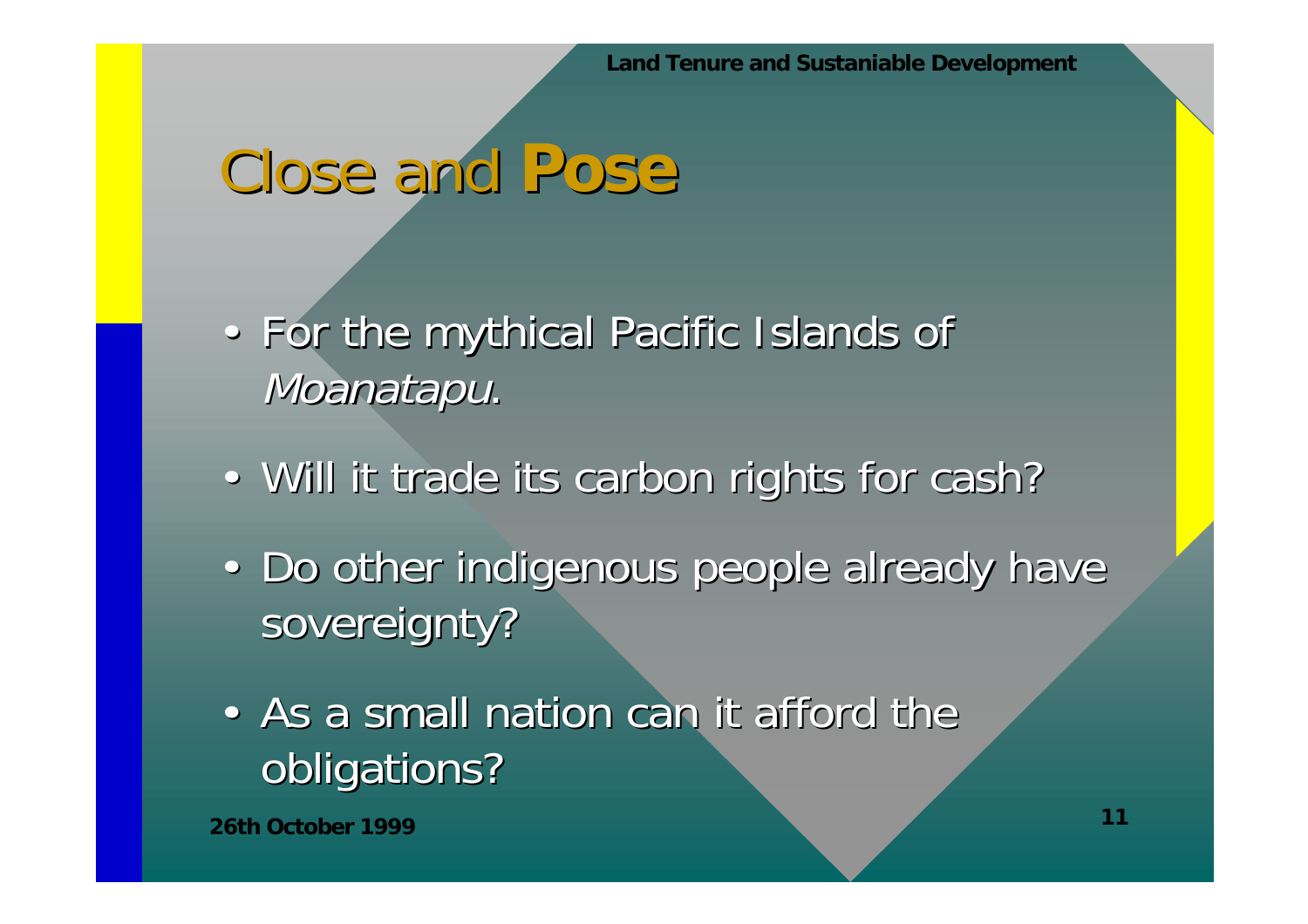# Close and **Pose**

- For the mythical Pacific Islands of *Moanatapu*.
- Will it trade its carbon rights for cash?
- Do other indigenous people already have sovereignty?
- As a small nation can it afford the obligations?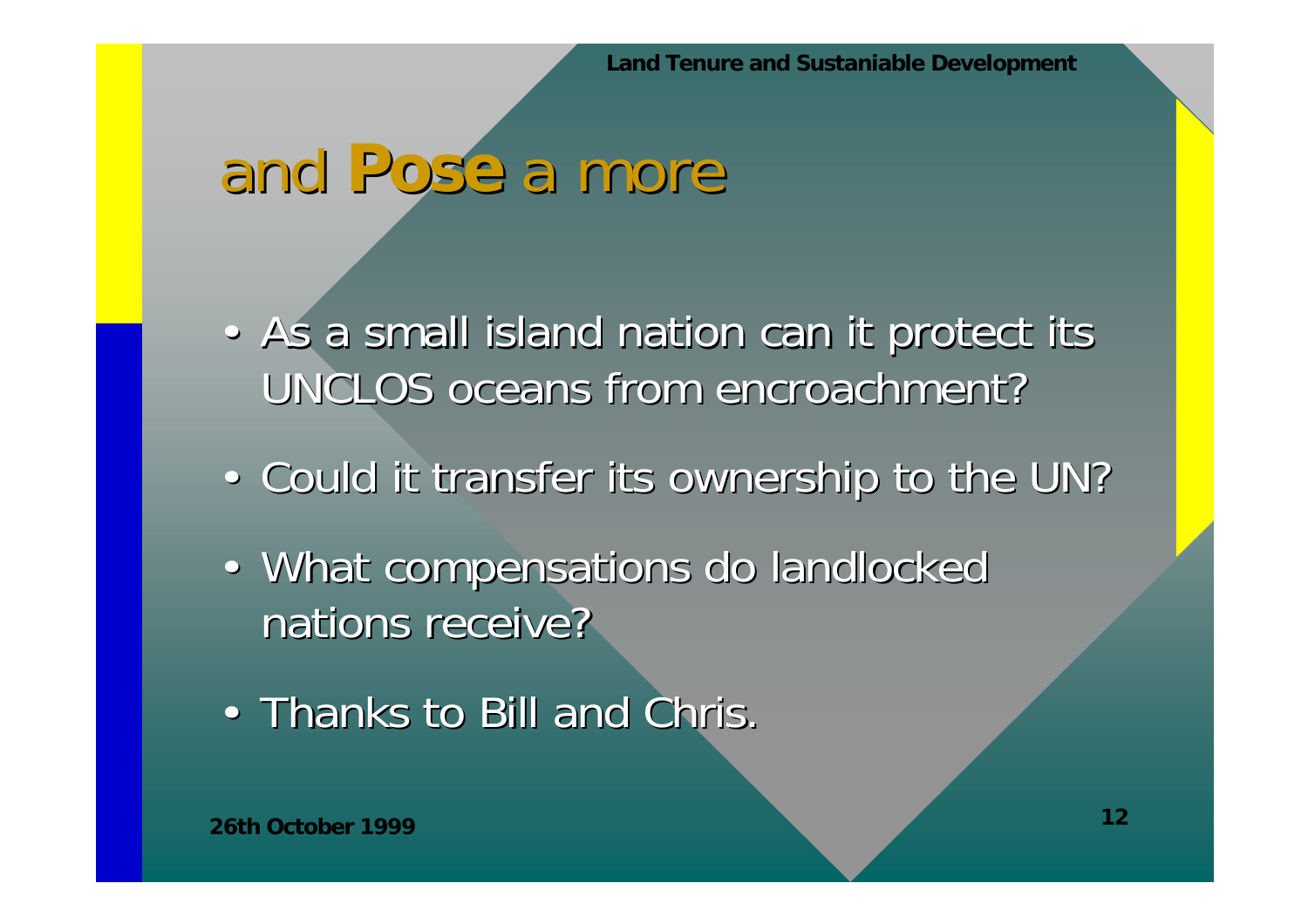# and **Pose** a more

- As a small island nation can it protect its UNCLOS oceans from encroachment?
- Could it transfer its ownership to the UN?
- What compensations do landlocked nations receive?
- Thanks to Bill and Chris.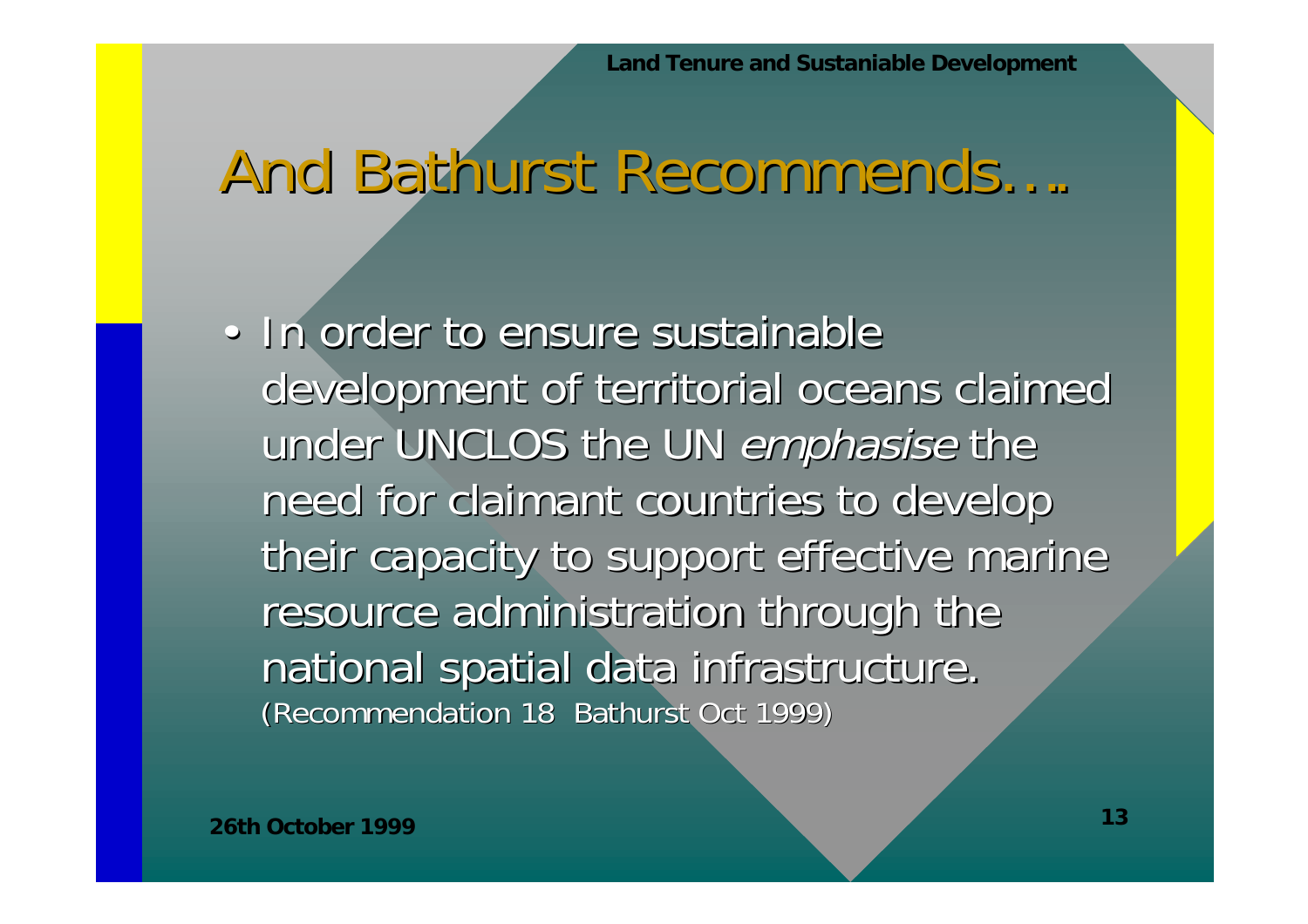# And Bathurst Recommends….

- In order to ensure sustainable development of territorial oceans claimed under UNCLOS the UN *emphasise* the need for claimant countries to develop their capacity to support effective marine resource administration through the national spatial data infrastructure.
  (Recommendation 18 Bathurst Oct 1999)